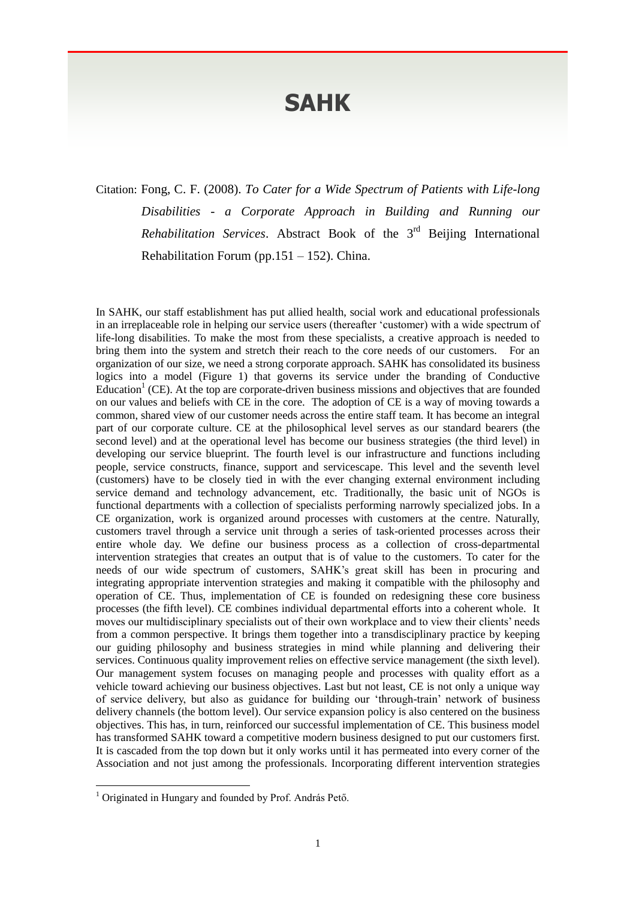# SAHK

Citation: Fong, C. F. (2008). *To Cater for a Wide Spectrum of Patients with Life-long Disabilities - a Corporate Approach in Building and Running our Rehabilitation Services*. Abstract Book of the 3rd Beijing International Rehabilitation Forum (pp.151 – 152). China.

In SAHK, our staff establishment has put allied health, social work and educational professionals in an irreplaceable role in helping our service users (thereafter 'customer) with a wide spectrum of life-long disabilities. To make the most from these specialists, a creative approach is needed to bring them into the system and stretch their reach to the core needs of our customers. For an organization of our size, we need a strong corporate approach. SAHK has consolidated its business logics into a model (Figure 1) that governs its service under the branding of Conductive Education[1] (CE). At the top are corporate-driven business missions and objectives that are founded on our values and beliefs with CE in the core. The adoption of CE is a way of moving towards a common, shared view of our customer needs across the entire staff team. It has become an integral part of our corporate culture. CE at the philosophical level serves as our standard bearers (the second level) and at the operational level has become our business strategies (the third level) in developing our service blueprint. The fourth level is our infrastructure and functions including people, service constructs, finance, support and servicescape. This level and the seventh level (customers) have to be closely tied in with the ever changing external environment including service demand and technology advancement, etc. Traditionally, the basic unit of NGOs is functional departments with a collection of specialists performing narrowly specialized jobs. In a CE organization, work is organized around processes with customers at the centre. Naturally, customers travel through a service unit through a series of task-oriented processes across their entire whole day. We define our business process as a collection of cross-departmental intervention strategies that creates an output that is of value to the customers. To cater for the needs of our wide spectrum of customers, SAHK's great skill has been in procuring and integrating appropriate intervention strategies and making it compatible with the philosophy and operation of CE. Thus, implementation of CE is founded on redesigning these core business processes (the fifth level). CE combines individual departmental efforts into a coherent whole. It moves our multidisciplinary specialists out of their own workplace and to view their clients' needs from a common perspective. It brings them together into a transdisciplinary practice by keeping our guiding philosophy and business strategies in mind while planning and delivering their services. Continuous quality improvement relies on effective service management (the sixth level). Our management system focuses on managing people and processes with quality effort as a vehicle toward achieving our business objectives. Last but not least, CE is not only a unique way of service delivery, but also as guidance for building our 'through-train' network of business delivery channels (the bottom level). Our service expansion policy is also centered on the business objectives. This has, in turn, reinforced our successful implementation of CE. This business model has transformed SAHK toward a competitive modern business designed to put our customers first. It is cascaded from the top down but it only works until it has permeated into every corner of the Association and not just among the professionals. Incorporating different intervention strategies

[1] Originated in Hungary and founded by Prof. András Pető.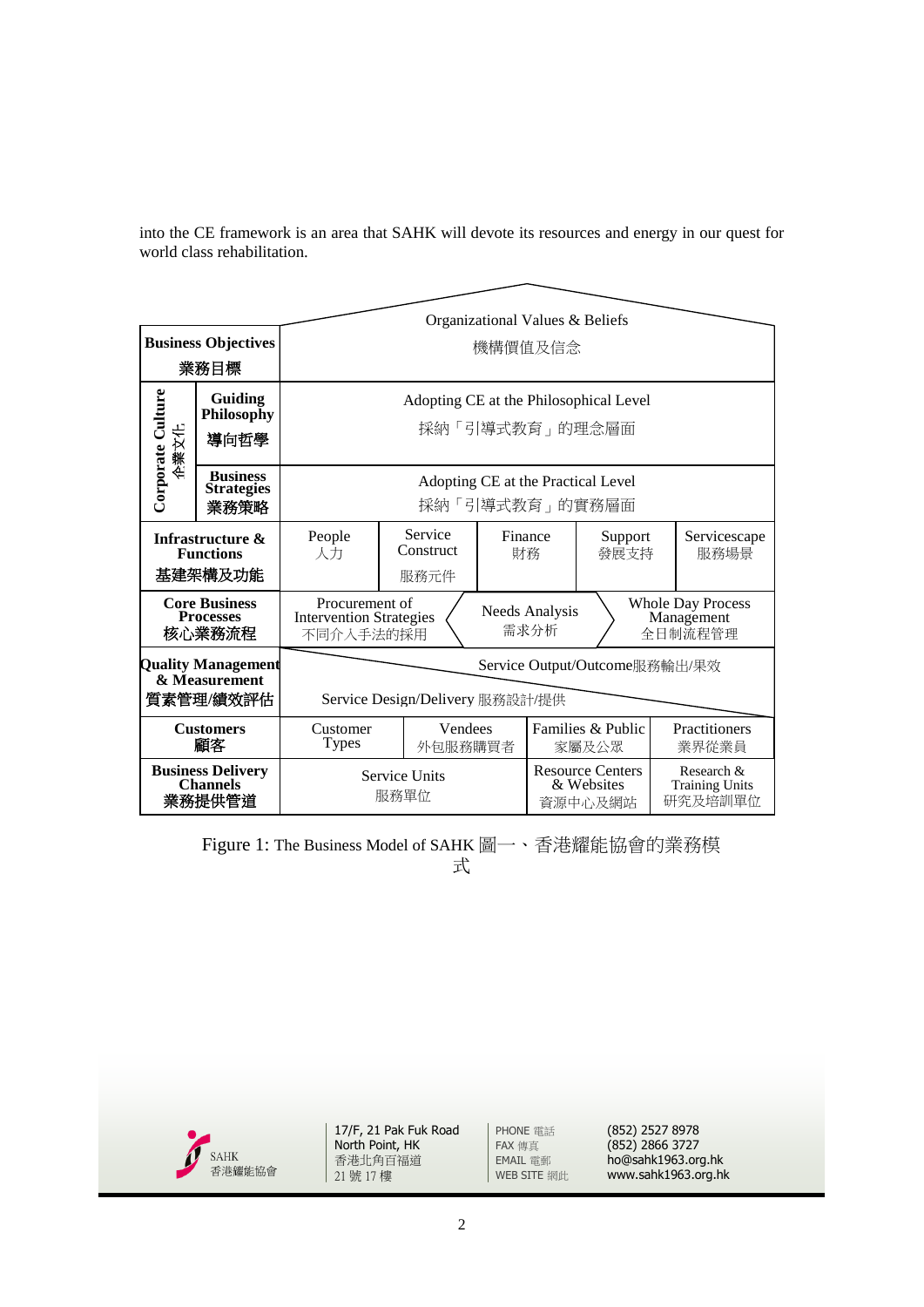into the CE framework is an area that SAHK will devote its resources and energy in our quest for world class rehabilitation.

| | | | | | | |
|---|---|---|---|---|---|---|
| **Business Objectives 業務目標** | | Organizational Values & Beliefs 機構價值及信念 | | | | |
| **Corporate Culture 企業文化** | **Guiding Philosophy 導向哲學** | Adopting CE at the Philosophical Level 採納「引導式教育」的理念層面 | | | | |
| | **Business Strategies 業務策略** | Adopting CE at the Practical Level 採納「引導式教育」的實務層面 | | | | |
| **Infrastructure & Functions 基建架構及功能** | | People 人力 | Service Construct 服務元件 | Finance 財務 | Support 發展支持 | Servicescape 服務場景 |
| **Core Business Processes 核心業務流程** | | Procurement of Intervention Strategies 不同介入手法的採用 | Needs Analysis 需求分析 | | Whole Day Process Management 全日制流程管理 | |
| **Quality Management & Measurement 質素管理/績效評估** | | Service Output/Outcome服務輸出/果效<br>Service Design/Delivery 服務設計/提供 | | | | |
| **Customers 顧客** | | Customer Types | Vendees 外包服務購買者 | Families & Public 家屬及公眾 | Practitioners 業界從業員 | |
| **Business Delivery Channels 業務提供管道** | | Service Units 服務單位 | | Resource Centers & Websites 資源中心及網站 | Research & Training Units 研究及培訓單位 | |

Figure 1: The Business Model of SAHK 圖一、香港耀能協會的業務模式